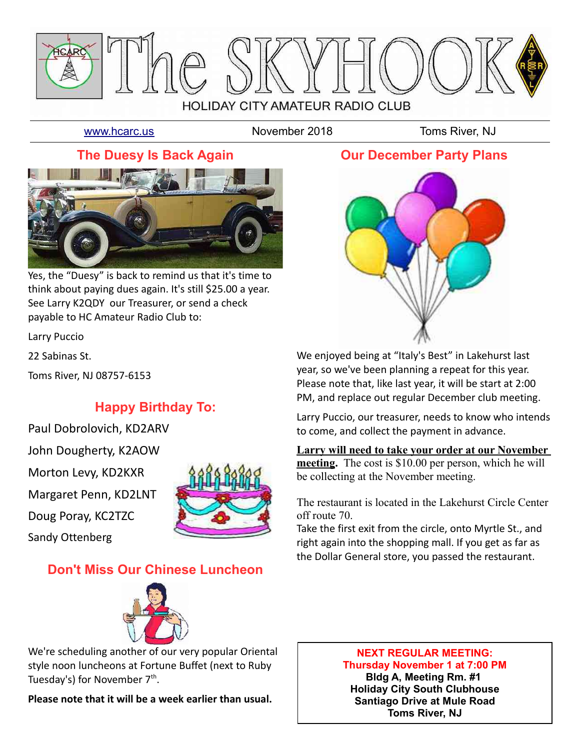# The SKYHOOK

HOLIDAY CITY AMATEUR RADIO CLUB

www.hcarc.us | November 2018 | Toms River, NJ

## The Duesy Is Back Again

Yes, the “Duesy” is back to remind us that it's time to think about paying dues again. It's still $25.00 a year. See Larry K2QDY our Treasurer, or send a check payable to HC Amateur Radio Club to:

Larry Puccio

22 Sabinas St.

Toms River, NJ 08757-6153

## Happy Birthday To:

Paul Dobrolovich, KD2ARV

John Dougherty, K2AOW

Morton Levy, KD2KXR

Margaret Penn, KD2LNT

Doug Poray, KC2TZC

Sandy Ottenberg

## Don't Miss Our Chinese Luncheon

We're scheduling another of our very popular Oriental style noon luncheons at Fortune Buffet (next to Ruby Tuesday's) for November 7th.

**Please note that it will be a week earlier than usual.**

## Our December Party Plans

We enjoyed being at “Italy's Best” in Lakehurst last year, so we've been planning a repeat for this year. Please note that, like last year, it will be start at 2:00 PM, and replace out regular December club meeting.

Larry Puccio, our treasurer, needs to know who intends to come, and collect the payment in advance.

**Larry will need to take your order at our November meeting.** The cost is $10.00 per person, which he will be collecting at the November meeting.

The restaurant is located in the Lakehurst Circle Center off route 70.

Take the first exit from the circle, onto Myrtle St., and right again into the shopping mall. If you get as far as the Dollar General store, you passed the restaurant.

**NEXT REGULAR MEETING:**
**Thursday November 1 at 7:00 PM**
**Bldg A, Meeting Rm. #1**
**Holiday City South Clubhouse**
**Santiago Drive at Mule Road**
**Toms River, NJ**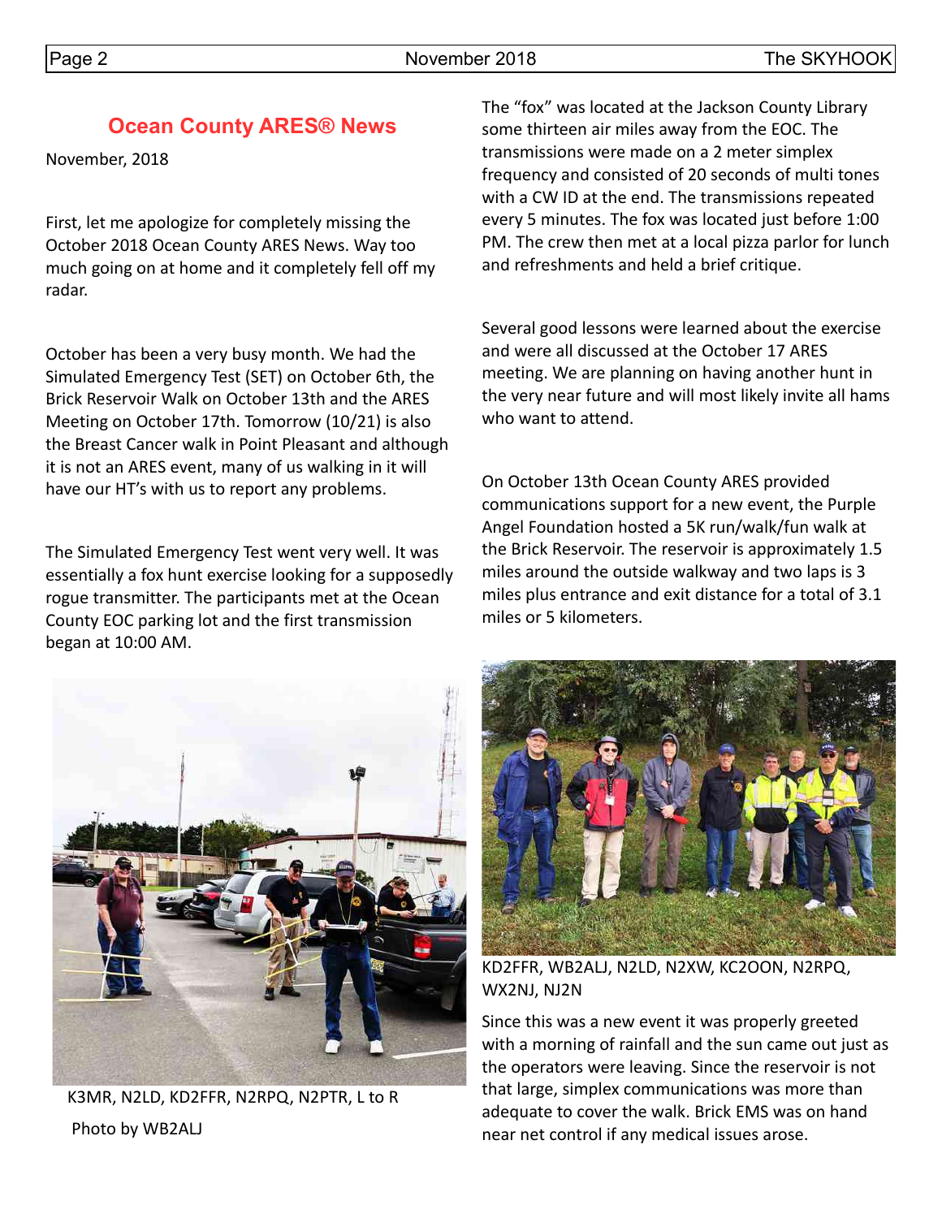## Ocean County ARES® News

November, 2018

First, let me apologize for completely missing the October 2018 Ocean County ARES News. Way too much going on at home and it completely fell off my radar.

October has been a very busy month. We had the Simulated Emergency Test (SET) on October 6th, the Brick Reservoir Walk on October 13th and the ARES Meeting on October 17th. Tomorrow (10/21) is also the Breast Cancer walk in Point Pleasant and although it is not an ARES event, many of us walking in it will have our HT's with us to report any problems.

The Simulated Emergency Test went very well. It was essentially a fox hunt exercise looking for a supposedly rogue transmitter. The participants met at the Ocean County EOC parking lot and the first transmission began at 10:00 AM.

K3MR, N2LD, KD2FFR, N2RPQ, N2PTR, L to R

Photo by WB2ALJ

The "fox" was located at the Jackson County Library some thirteen air miles away from the EOC. The transmissions were made on a 2 meter simplex frequency and consisted of 20 seconds of multi tones with a CW ID at the end. The transmissions repeated every 5 minutes. The fox was located just before 1:00 PM. The crew then met at a local pizza parlor for lunch and refreshments and held a brief critique.

Several good lessons were learned about the exercise and were all discussed at the October 17 ARES meeting. We are planning on having another hunt in the very near future and will most likely invite all hams who want to attend.

On October 13th Ocean County ARES provided communications support for a new event, the Purple Angel Foundation hosted a 5K run/walk/fun walk at the Brick Reservoir. The reservoir is approximately 1.5 miles around the outside walkway and two laps is 3 miles plus entrance and exit distance for a total of 3.1 miles or 5 kilometers.

KD2FFR, WB2ALJ, N2LD, N2XW, KC2OON, N2RPQ, WX2NJ, NJ2N

Since this was a new event it was properly greeted with a morning of rainfall and the sun came out just as the operators were leaving. Since the reservoir is not that large, simplex communications was more than adequate to cover the walk. Brick EMS was on hand near net control if any medical issues arose.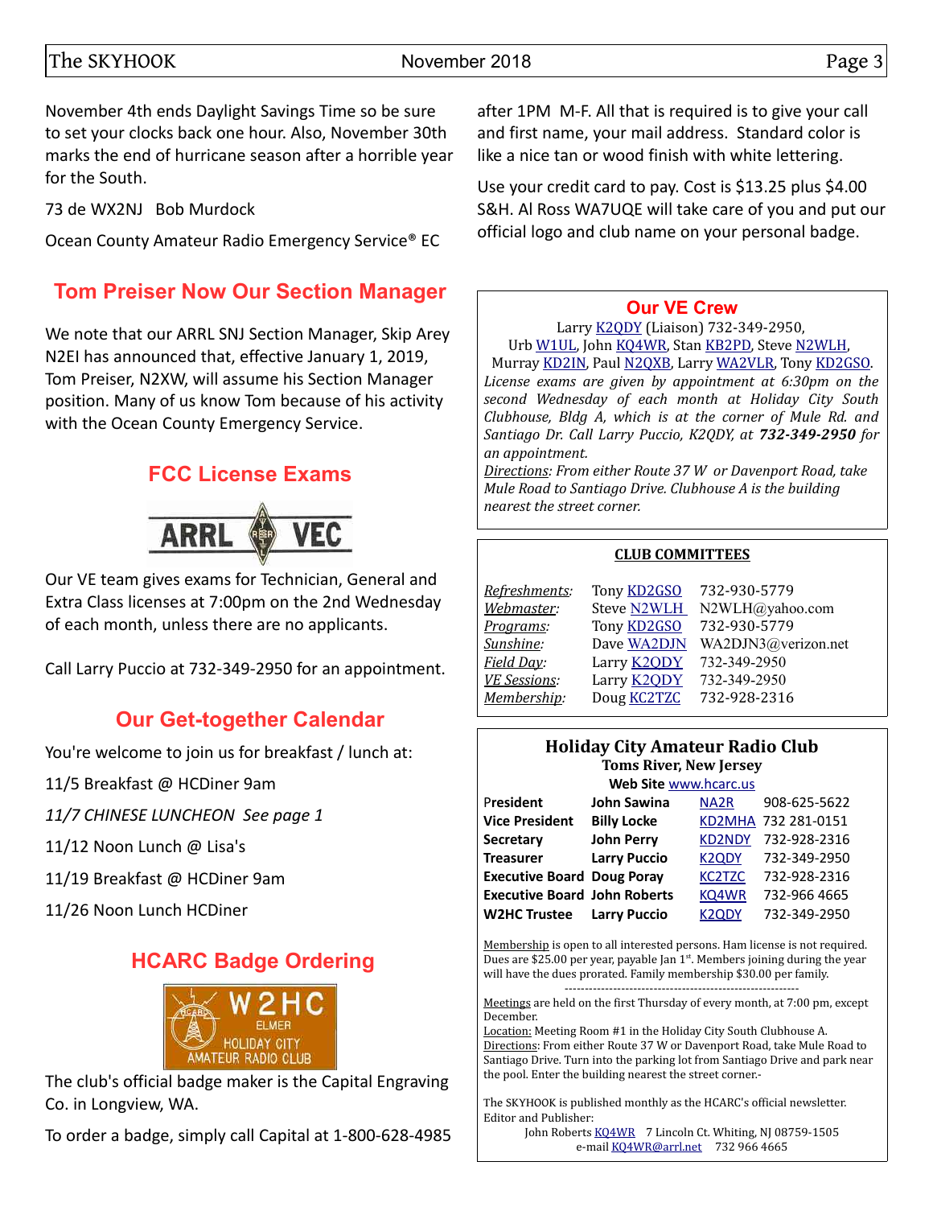November 4th ends Daylight Savings Time so be sure to set your clocks back one hour. Also, November 30th marks the end of hurricane season after a horrible year for the South.

73 de WX2NJ Bob Murdock

Ocean County Amateur Radio Emergency Service® EC

## Tom Preiser Now Our Section Manager

We note that our ARRL SNJ Section Manager, Skip Arey N2EI has announced that, effective January 1, 2019, Tom Preiser, N2XW, will assume his Section Manager position. Many of us know Tom because of his activity with the Ocean County Emergency Service.

## FCC License Exams

Our VE team gives exams for Technician, General and Extra Class licenses at 7:00pm on the 2nd Wednesday of each month, unless there are no applicants.

Call Larry Puccio at 732-349-2950 for an appointment.

## Our Get-together Calendar

You're welcome to join us for breakfast / lunch at:

11/5 Breakfast @ HCDiner 9am

*11/7 CHINESE LUNCHEON See page 1*

11/12 Noon Lunch @ Lisa's

11/19 Breakfast @ HCDiner 9am

11/26 Noon Lunch HCDiner

## HCARC Badge Ordering

The club's official badge maker is the Capital Engraving Co. in Longview, WA.

To order a badge, simply call Capital at 1-800-628-4985 after 1PM M-F. All that is required is to give your call and first name, your mail address. Standard color is like a nice tan or wood finish with white lettering.

Use your credit card to pay. Cost is $13.25 plus $4.00 S&H. Al Ross WA7UQE will take care of you and put our official logo and club name on your personal badge.

## Our VE Crew

Larry K2QDY (Liaison) 732-349-2950, Urb W1UL, John KQ4WR, Stan KB2PD, Steve N2WLH, Murray KD2IN, Paul N2QXB, Larry WA2VLR, Tony KD2GSO.

*License exams are given by appointment at 6:30pm on the second Wednesday of each month at Holiday City South Clubhouse, Bldg A, which is at the corner of Mule Rd. and Santiago Dr. Call Larry Puccio, K2QDY, at **732-349-2950** for an appointment.*

*Directions: From either Route 37 W or Davenport Road, take Mule Road to Santiago Drive. Clubhouse A is the building nearest the street corner.*

## CLUB COMMITTEES

| | | |
|---|---|---|
| *Refreshments:* | Tony KD2GSO | 732-930-5779 |
| *Webmaster:* | Steve N2WLH | N2WLH@yahoo.com |
| *Programs:* | Tony KD2GSO | 732-930-5779 |
| *Sunshine:* | Dave WA2DJN | WA2DJN3@verizon.net |
| *Field Day:* | Larry K2QDY | 732-349-2950 |
| *VE Sessions:* | Larry K2QDY | 732-349-2950 |
| *Membership:* | Doug KC2TZC | 732-928-2316 |

## Holiday City Amateur Radio Club

**Toms River, New Jersey**

**Web Site** www.hcarc.us

| | | | |
|---|---|---|---|
| **President** | **John Sawina** | NA2R | 908-625-5622 |
| **Vice President** | **Billy Locke** | KD2MHA | 732 281-0151 |
| **Secretary** | **John Perry** | KD2NDY | 732-928-2316 |
| **Treasurer** | **Larry Puccio** | K2QDY | 732-349-2950 |
| **Executive Board** | **Doug Poray** | KC2TZC | 732-928-2316 |
| **Executive Board** | **John Roberts** | KQ4WR | 732-966 4665 |
| **W2HC Trustee** | **Larry Puccio** | K2QDY | 732-349-2950 |

Membership is open to all interested persons. Ham license is not required. Dues are $25.00 per year, payable Jan 1st. Members joining during the year will have the dues prorated. Family membership $30.00 per family.

---

Meetings are held on the first Thursday of every month, at 7:00 pm, except December.

Location: Meeting Room #1 in the Holiday City South Clubhouse A.

Directions: From either Route 37 W or Davenport Road, take Mule Road to Santiago Drive. Turn into the parking lot from Santiago Drive and park near the pool. Enter the building nearest the street corner.-

The SKYHOOK is published monthly as the HCARC's official newsletter. Editor and Publisher:

John Roberts KQ4WR 7 Lincoln Ct. Whiting, NJ 08759-1505
e-mail KQ4WR@arrl.net 732 966 4665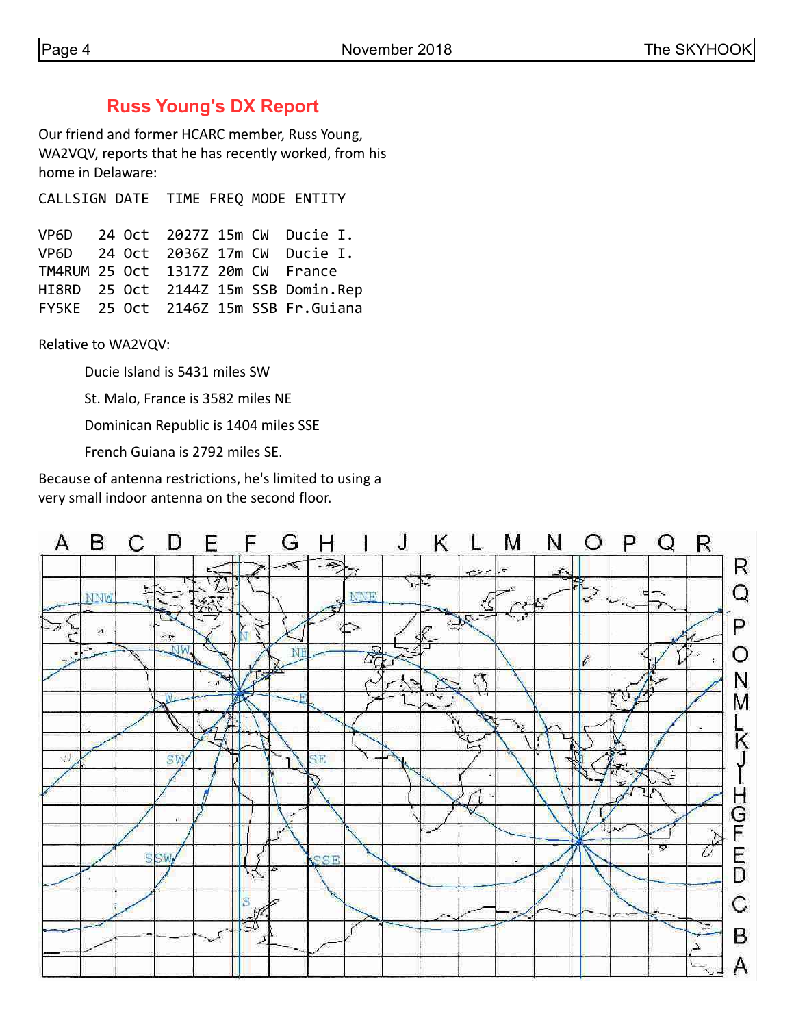## Russ Young's DX Report

Our friend and former HCARC member, Russ Young, WA2VQV, reports that he has recently worked, from his home in Delaware:

| CALLSIGN | DATE | TIME | FREQ | MODE | ENTITY |
|---|---|---|---|---|---|
| VP6D | 24 Oct | 2027Z | 15m | CW | Ducie I. |
| VP6D | 24 Oct | 2036Z | 17m | CW | Ducie I. |
| TM4RUM | 25 Oct | 1317Z | 20m | CW | France |
| HI8RD | 25 Oct | 2144Z | 15m | SSB | Domin.Rep |
| FY5KE | 25 Oct | 2146Z | 15m | SSB | Fr.Guiana |

Relative to WA2VQV:

Ducie Island is 5431 miles SW

St. Malo, France is 3582 miles NE

Dominican Republic is 1404 miles SSE

French Guiana is 2792 miles SE.

Because of antenna restrictions, he's limited to using a very small indoor antenna on the second floor.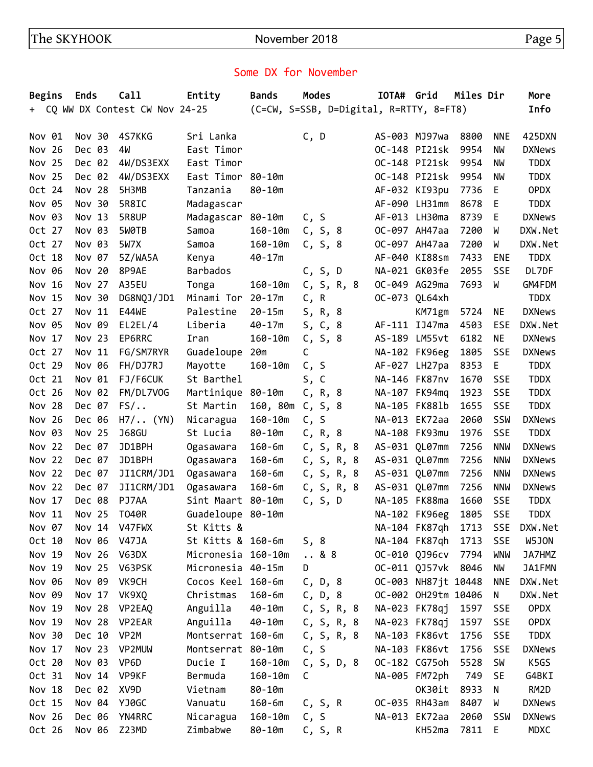## Some DX for November

+ CQ WW DX Contest CW Nov 24-25 (C=CW, S=SSB, D=Digital, R=RTTY, 8=FT8)

| Begins | Ends | Call | Entity | Bands | Modes | IOTA# | Grid | Miles | Dir | More Info |
|---|---|---|---|---|---|---|---|---|---|---|
| Nov 01 | Nov 30 | 4S7KKG | Sri Lanka | | C, D | AS-003 | MJ97wa | 8800 | NNE | 425DXN |
| Nov 26 | Dec 03 | 4W | East Timor | | | OC-148 | PI21sk | 9954 | NW | DXNews |
| Nov 25 | Dec 02 | 4W/DS3EXX | East Timor | | | OC-148 | PI21sk | 9954 | NW | TDDX |
| Nov 25 | Dec 02 | 4W/DS3EXX | East Timor | 80-10m | | OC-148 | PI21sk | 9954 | NW | TDDX |
| Oct 24 | Nov 28 | 5H3MB | Tanzania | 80-10m | | AF-032 | KI93pu | 7736 | E | OPDX |
| Nov 05 | Nov 30 | 5R8IC | Madagascar | | | AF-090 | LH31mm | 8678 | E | TDDX |
| Nov 03 | Nov 13 | 5R8UP | Madagascar | 80-10m | C, S | AF-013 | LH30ma | 8739 | E | DXNews |
| Oct 27 | Nov 03 | 5W0TB | Samoa | 160-10m | C, S, 8 | OC-097 | AH47aa | 7200 | W | DXW.Net |
| Oct 27 | Nov 03 | 5W7X | Samoa | 160-10m | C, S, 8 | OC-097 | AH47aa | 7200 | W | DXW.Net |
| Oct 18 | Nov 07 | 5Z/WA5A | Kenya | 40-17m | | AF-040 | KI88sm | 7433 | ENE | TDDX |
| Nov 06 | Nov 20 | 8P9AE | Barbados | | C, S, D | NA-021 | GK03fe | 2055 | SSE | DL7DF |
| Nov 16 | Nov 27 | A35EU | Tonga | 160-10m | C, S, R, 8 | OC-049 | AG29ma | 7693 | W | GM4FDM |
| Nov 15 | Nov 30 | DG8NQJ/JD1 | Minami Tor | 20-17m | C, R | OC-073 | QL64xh | | | TDDX |
| Oct 27 | Nov 11 | E44WE | Palestine | 20-15m | S, R, 8 | | KM71gm | 5724 | NE | DXNews |
| Nov 05 | Nov 09 | EL2EL/4 | Liberia | 40-17m | S, C, 8 | AF-111 | IJ47ma | 4503 | ESE | DXW.Net |
| Nov 17 | Nov 23 | EP6RRC | Iran | 160-10m | C, S, 8 | AS-189 | LM55vt | 6182 | NE | DXNews |
| Oct 27 | Nov 11 | FG/SM7RYR | Guadeloupe | 20m | C | NA-102 | FK96eg | 1805 | SSE | DXNews |
| Oct 29 | Nov 06 | FH/DJ7RJ | Mayotte | 160-10m | C, S | AF-027 | LH27pa | 8353 | E | TDDX |
| Oct 21 | Nov 01 | FJ/F6CUK | St Barthel | | S, C | NA-146 | FK87nv | 1670 | SSE | TDDX |
| Oct 26 | Nov 02 | FM/DL7VOG | Martinique | 80-10m | C, R, 8 | NA-107 | FK94mq | 1923 | SSE | TDDX |
| Nov 28 | Dec 07 | FS/.. | St Martin | 160, 80m | C, S, 8 | NA-105 | FK88lb | 1655 | SSE | TDDX |
| Nov 26 | Dec 06 | H7/.. (YN) | Nicaragua | 160-10m | C, S | NA-013 | EK72aa | 2060 | SSW | DXNews |
| Nov 03 | Nov 25 | J68GU | St Lucia | 80-10m | C, R, 8 | NA-108 | FK93mu | 1976 | SSE | TDDX |
| Nov 22 | Dec 07 | JD1BPH | Ogasawara | 160-6m | C, S, R, 8 | AS-031 | QL07mm | 7256 | NNW | DXNews |
| Nov 22 | Dec 07 | JD1BPH | Ogasawara | 160-6m | C, S, R, 8 | AS-031 | QL07mm | 7256 | NNW | DXNews |
| Nov 22 | Dec 07 | JI1CRM/JD1 | Ogasawara | 160-6m | C, S, R, 8 | AS-031 | QL07mm | 7256 | NNW | DXNews |
| Nov 22 | Dec 07 | JI1CRM/JD1 | Ogasawara | 160-6m | C, S, R, 8 | AS-031 | QL07mm | 7256 | NNW | DXNews |
| Nov 17 | Dec 08 | PJ7AA | Sint Maart | 80-10m | C, S, D | NA-105 | FK88ma | 1660 | SSE | TDDX |
| Nov 11 | Nov 25 | TO40R | Guadeloupe | 80-10m | | NA-102 | FK96eg | 1805 | SSE | TDDX |
| Nov 07 | Nov 14 | V47FWX | St Kitts & | | | NA-104 | FK87qh | 1713 | SSE | DXW.Net |
| Oct 10 | Nov 06 | V47JA | St Kitts & | 160-6m | S, 8 | NA-104 | FK87qh | 1713 | SSE | W5JON |
| Nov 19 | Nov 26 | V63DX | Micronesia | 160-10m | .. & 8 | OC-010 | QJ96cv | 7794 | WNW | JA7HMZ |
| Nov 19 | Nov 25 | V63PSK | Micronesia | 40-15m | D | OC-011 | QJ57vk | 8046 | NW | JA1FMN |
| Nov 06 | Nov 09 | VK9CH | Cocos Keel | 160-6m | C, D, 8 | OC-003 | NH87jt | 10448 | NNE | DXW.Net |
| Nov 09 | Nov 17 | VK9XQ | Christmas | 160-6m | C, D, 8 | OC-002 | OH29tm | 10406 | N | DXW.Net |
| Nov 19 | Nov 28 | VP2EAQ | Anguilla | 40-10m | C, S, R, 8 | NA-023 | FK78qj | 1597 | SSE | OPDX |
| Nov 19 | Nov 28 | VP2EAR | Anguilla | 40-10m | C, S, R, 8 | NA-023 | FK78qj | 1597 | SSE | OPDX |
| Nov 30 | Dec 10 | VP2M | Montserrat | 160-6m | C, S, R, 8 | NA-103 | FK86vt | 1756 | SSE | TDDX |
| Nov 17 | Nov 23 | VP2MUW | Montserrat | 80-10m | C, S | NA-103 | FK86vt | 1756 | SSE | DXNews |
| Oct 20 | Nov 03 | VP6D | Ducie I | 160-10m | C, S, D, 8 | OC-182 | CG75oh | 5528 | SW | K5GS |
| Oct 31 | Nov 14 | VP9KF | Bermuda | 160-10m | C | NA-005 | FM72ph | 749 | SE | G4BKI |
| Nov 18 | Dec 02 | XV9D | Vietnam | 80-10m | | | OK30it | 8933 | N | RM2D |
| Oct 15 | Nov 04 | YJ0GC | Vanuatu | 160-6m | C, S, R | OC-035 | RH43am | 8407 | W | DXNews |
| Nov 26 | Dec 06 | YN4RRC | Nicaragua | 160-10m | C, S | NA-013 | EK72aa | 2060 | SSW | DXNews |
| Oct 26 | Nov 06 | Z23MD | Zimbabwe | 80-10m | C, S, R | | KH52ma | 7811 | E | MDXC |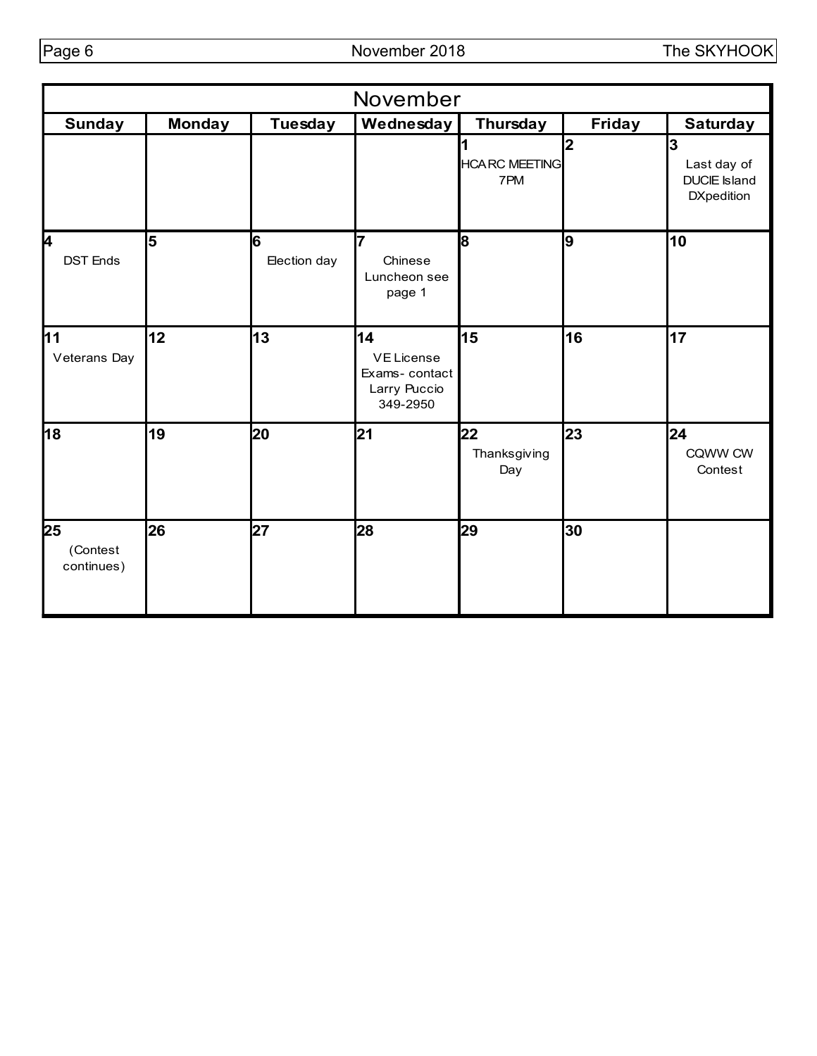# November

| Sunday | Monday | Tuesday | Wednesday | Thursday | Friday | Saturday |
|---|---|---|---|---|---|---|
| | | | | **1** HCARC MEETING 7PM | **2** | **3** Last day of DUCIE Island DXpedition |
| **4** DST Ends | **5** | **6** Election day | **7** Chinese Luncheon see page 1 | **8** | **9** | **10** |
| **11** Veterans Day | **12** | **13** | **14** VE License Exams- contact Larry Puccio 349-2950 | **15** | **16** | **17** |
| **18** | **19** | **20** | **21** | **22** Thanksgiving Day | **23** | **24** CQWW CW Contest |
| **25** (Contest continues) | **26** | **27** | **28** | **29** | **30** | |